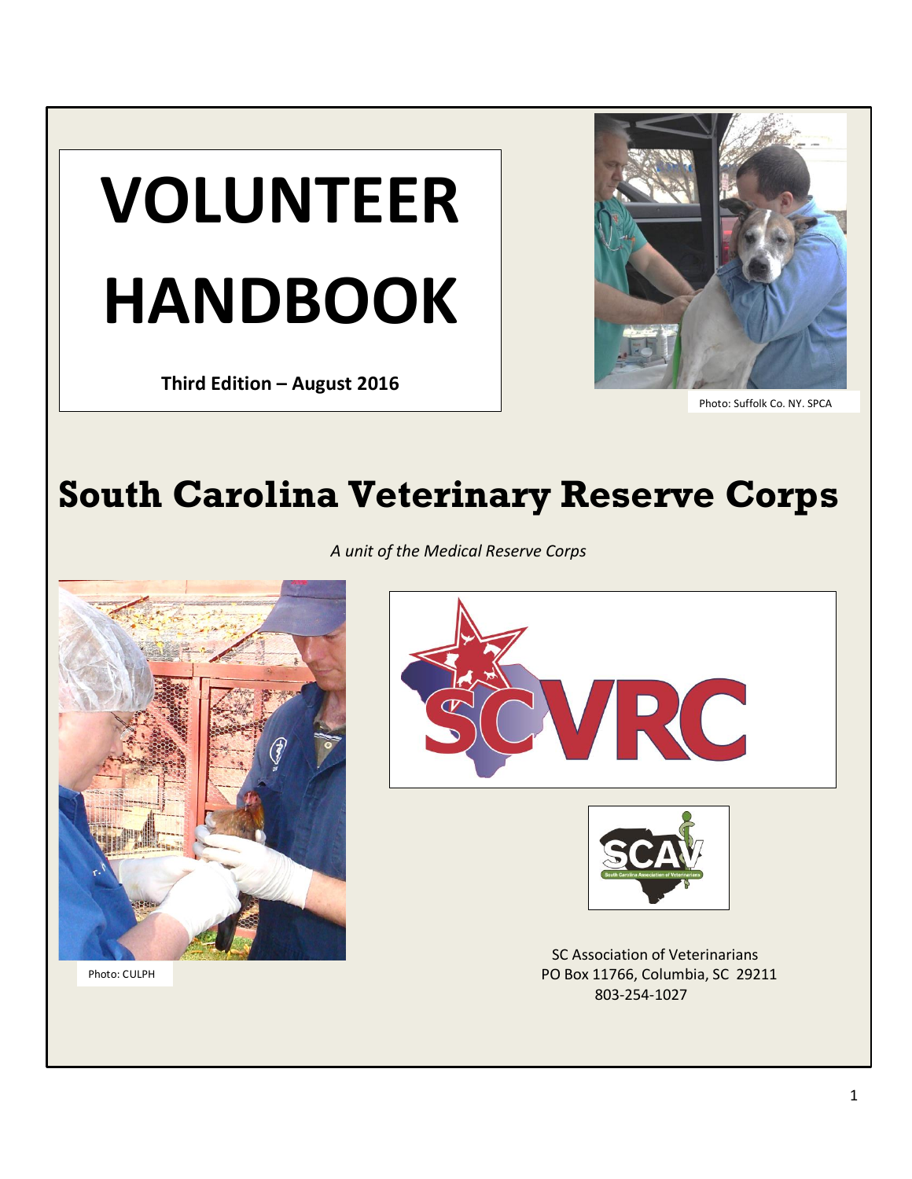# VOLUNTEER HANDBOOK

**Third Edition – August 2016**

Photo: Suffolk Co. NY. SPCA

# South Carolina Veterinary Reserve Corps

*A unit of the Medical Reserve Corps*

Photo: CULPH

SC Association of Veterinarians
PO Box 11766, Columbia, SC 29211
803-254-1027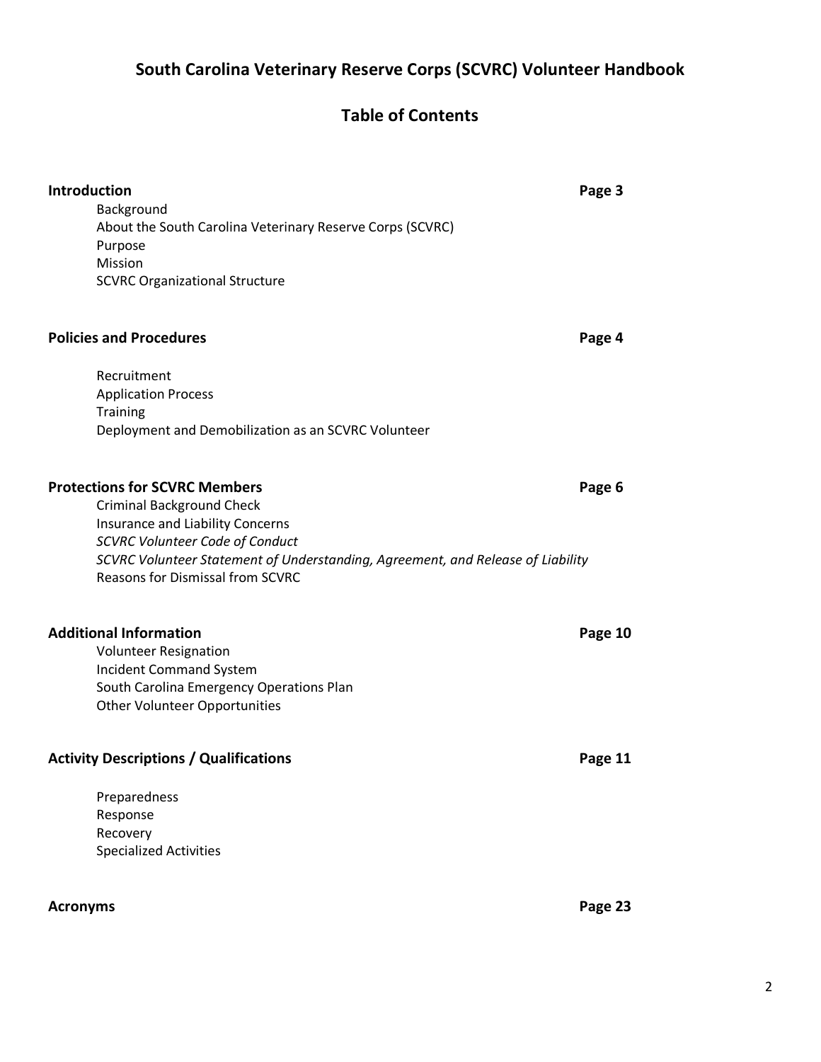# South Carolina Veterinary Reserve Corps (SCVRC) Volunteer Handbook

## Table of Contents

**Introduction** — **Page 3**

- Background
- About the South Carolina Veterinary Reserve Corps (SCVRC)
- Purpose
- Mission
- SCVRC Organizational Structure

**Policies and Procedures** — **Page 4**

- Recruitment
- Application Process
- Training
- Deployment and Demobilization as an SCVRC Volunteer

**Protections for SCVRC Members** — **Page 6**

- Criminal Background Check
- Insurance and Liability Concerns
- *SCVRC Volunteer Code of Conduct*
- *SCVRC Volunteer Statement of Understanding, Agreement, and Release of Liability*
- Reasons for Dismissal from SCVRC

**Additional Information** — **Page 10**

- Volunteer Resignation
- Incident Command System
- South Carolina Emergency Operations Plan
- Other Volunteer Opportunities

**Activity Descriptions / Qualifications** — **Page 11**

- Preparedness
- Response
- Recovery
- Specialized Activities

**Acronyms** — **Page 23**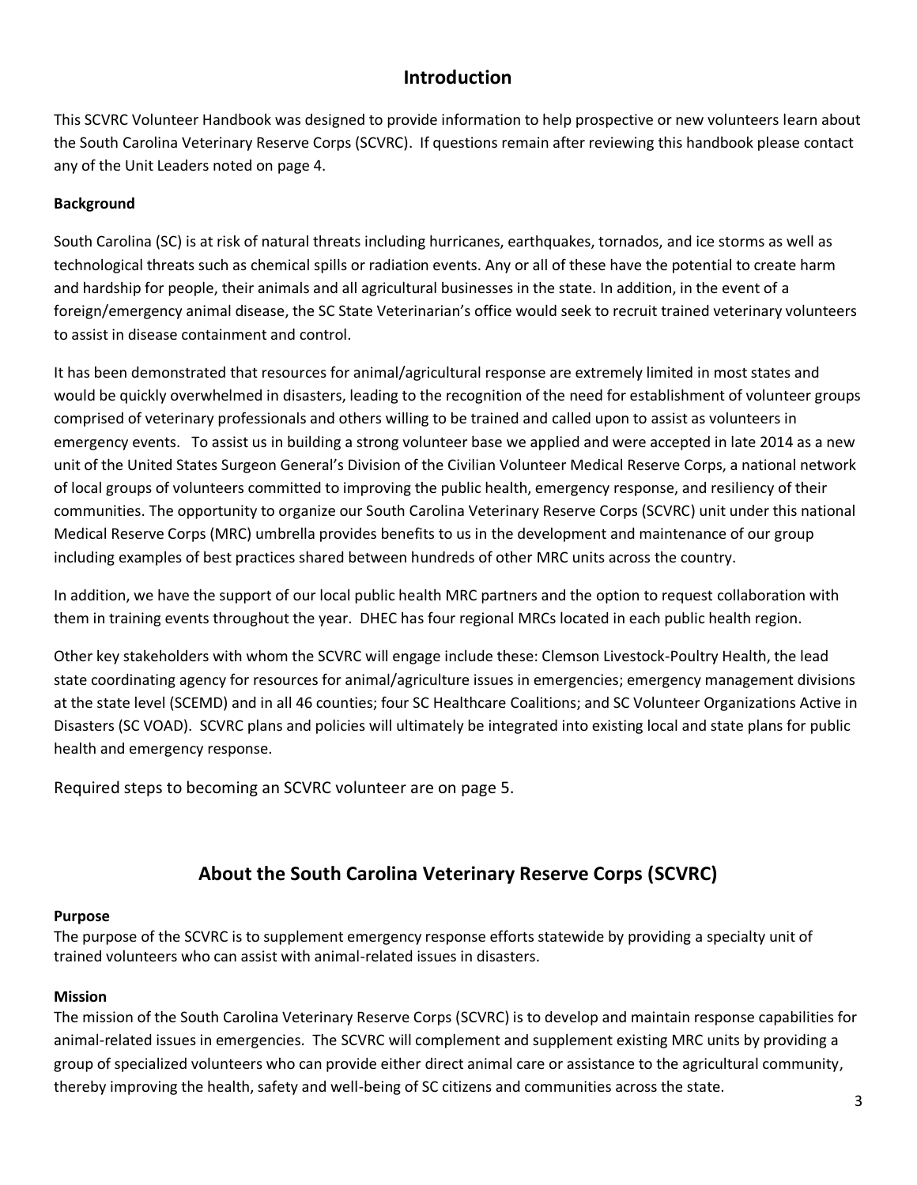## Introduction

This SCVRC Volunteer Handbook was designed to provide information to help prospective or new volunteers learn about the South Carolina Veterinary Reserve Corps (SCVRC). If questions remain after reviewing this handbook please contact any of the Unit Leaders noted on page 4.

**Background**

South Carolina (SC) is at risk of natural threats including hurricanes, earthquakes, tornados, and ice storms as well as technological threats such as chemical spills or radiation events. Any or all of these have the potential to create harm and hardship for people, their animals and all agricultural businesses in the state. In addition, in the event of a foreign/emergency animal disease, the SC State Veterinarian's office would seek to recruit trained veterinary volunteers to assist in disease containment and control.

It has been demonstrated that resources for animal/agricultural response are extremely limited in most states and would be quickly overwhelmed in disasters, leading to the recognition of the need for establishment of volunteer groups comprised of veterinary professionals and others willing to be trained and called upon to assist as volunteers in emergency events. To assist us in building a strong volunteer base we applied and were accepted in late 2014 as a new unit of the United States Surgeon General's Division of the Civilian Volunteer Medical Reserve Corps, a national network of local groups of volunteers committed to improving the public health, emergency response, and resiliency of their communities. The opportunity to organize our South Carolina Veterinary Reserve Corps (SCVRC) unit under this national Medical Reserve Corps (MRC) umbrella provides benefits to us in the development and maintenance of our group including examples of best practices shared between hundreds of other MRC units across the country.

In addition, we have the support of our local public health MRC partners and the option to request collaboration with them in training events throughout the year. DHEC has four regional MRCs located in each public health region.

Other key stakeholders with whom the SCVRC will engage include these: Clemson Livestock-Poultry Health, the lead state coordinating agency for resources for animal/agriculture issues in emergencies; emergency management divisions at the state level (SCEMD) and in all 46 counties; four SC Healthcare Coalitions; and SC Volunteer Organizations Active in Disasters (SC VOAD). SCVRC plans and policies will ultimately be integrated into existing local and state plans for public health and emergency response.

Required steps to becoming an SCVRC volunteer are on page 5.

## About the South Carolina Veterinary Reserve Corps (SCVRC)

**Purpose**

The purpose of the SCVRC is to supplement emergency response efforts statewide by providing a specialty unit of trained volunteers who can assist with animal-related issues in disasters.

**Mission**

The mission of the South Carolina Veterinary Reserve Corps (SCVRC) is to develop and maintain response capabilities for animal-related issues in emergencies. The SCVRC will complement and supplement existing MRC units by providing a group of specialized volunteers who can provide either direct animal care or assistance to the agricultural community, thereby improving the health, safety and well-being of SC citizens and communities across the state.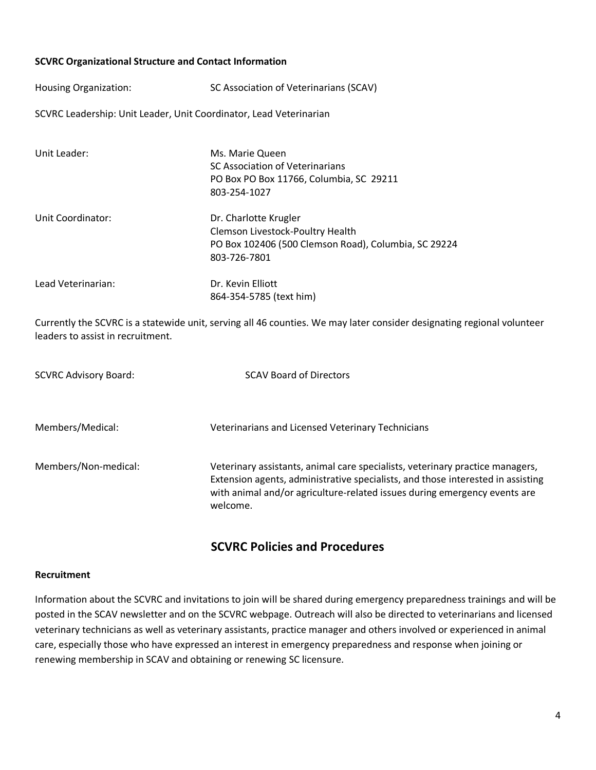**SCVRC Organizational Structure and Contact Information**

Housing Organization: SC Association of Veterinarians (SCAV)

SCVRC Leadership: Unit Leader, Unit Coordinator, Lead Veterinarian

Unit Leader:
Ms. Marie Queen
SC Association of Veterinarians
PO Box PO Box 11766, Columbia, SC 29211
803-254-1027

Unit Coordinator:
Dr. Charlotte Krugler
Clemson Livestock-Poultry Health
PO Box 102406 (500 Clemson Road), Columbia, SC 29224
803-726-7801

Lead Veterinarian:
Dr. Kevin Elliott
864-354-5785 (text him)

Currently the SCVRC is a statewide unit, serving all 46 counties. We may later consider designating regional volunteer leaders to assist in recruitment.

SCVRC Advisory Board: SCAV Board of Directors

Members/Medical: Veterinarians and Licensed Veterinary Technicians

Members/Non-medical: Veterinary assistants, animal care specialists, veterinary practice managers, Extension agents, administrative specialists, and those interested in assisting with animal and/or agriculture-related issues during emergency events are welcome.

## SCVRC Policies and Procedures

**Recruitment**

Information about the SCVRC and invitations to join will be shared during emergency preparedness trainings and will be posted in the SCAV newsletter and on the SCVRC webpage. Outreach will also be directed to veterinarians and licensed veterinary technicians as well as veterinary assistants, practice manager and others involved or experienced in animal care, especially those who have expressed an interest in emergency preparedness and response when joining or renewing membership in SCAV and obtaining or renewing SC licensure.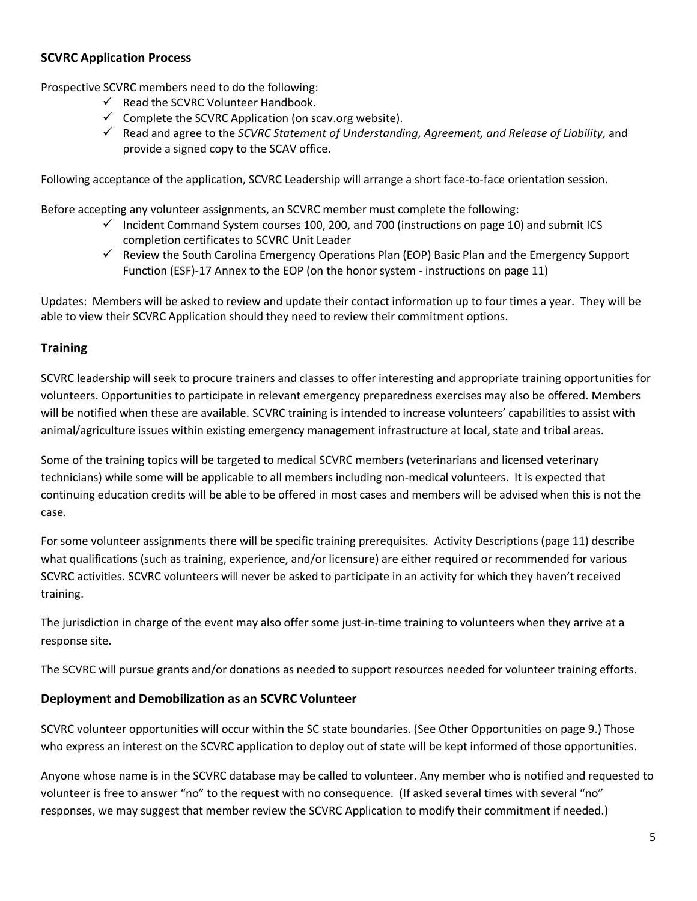### SCVRC Application Process

Prospective SCVRC members need to do the following:

- ✓ Read the SCVRC Volunteer Handbook.
- ✓ Complete the SCVRC Application (on scav.org website).
- ✓ Read and agree to the *SCVRC Statement of Understanding, Agreement, and Release of Liability,* and provide a signed copy to the SCAV office.

Following acceptance of the application, SCVRC Leadership will arrange a short face-to-face orientation session.

Before accepting any volunteer assignments, an SCVRC member must complete the following:

- ✓ Incident Command System courses 100, 200, and 700 (instructions on page 10) and submit ICS completion certificates to SCVRC Unit Leader
- ✓ Review the South Carolina Emergency Operations Plan (EOP) Basic Plan and the Emergency Support Function (ESF)-17 Annex to the EOP (on the honor system - instructions on page 11)

Updates: Members will be asked to review and update their contact information up to four times a year. They will be able to view their SCVRC Application should they need to review their commitment options.

## Training

SCVRC leadership will seek to procure trainers and classes to offer interesting and appropriate training opportunities for volunteers. Opportunities to participate in relevant emergency preparedness exercises may also be offered. Members will be notified when these are available. SCVRC training is intended to increase volunteers' capabilities to assist with animal/agriculture issues within existing emergency management infrastructure at local, state and tribal areas.

Some of the training topics will be targeted to medical SCVRC members (veterinarians and licensed veterinary technicians) while some will be applicable to all members including non-medical volunteers. It is expected that continuing education credits will be able to be offered in most cases and members will be advised when this is not the case.

For some volunteer assignments there will be specific training prerequisites. Activity Descriptions (page 11) describe what qualifications (such as training, experience, and/or licensure) are either required or recommended for various SCVRC activities. SCVRC volunteers will never be asked to participate in an activity for which they haven't received training.

The jurisdiction in charge of the event may also offer some just-in-time training to volunteers when they arrive at a response site.

The SCVRC will pursue grants and/or donations as needed to support resources needed for volunteer training efforts.

## Deployment and Demobilization as an SCVRC Volunteer

SCVRC volunteer opportunities will occur within the SC state boundaries. (See Other Opportunities on page 9.) Those who express an interest on the SCVRC application to deploy out of state will be kept informed of those opportunities.

Anyone whose name is in the SCVRC database may be called to volunteer. Any member who is notified and requested to volunteer is free to answer "no" to the request with no consequence. (If asked several times with several "no" responses, we may suggest that member review the SCVRC Application to modify their commitment if needed.)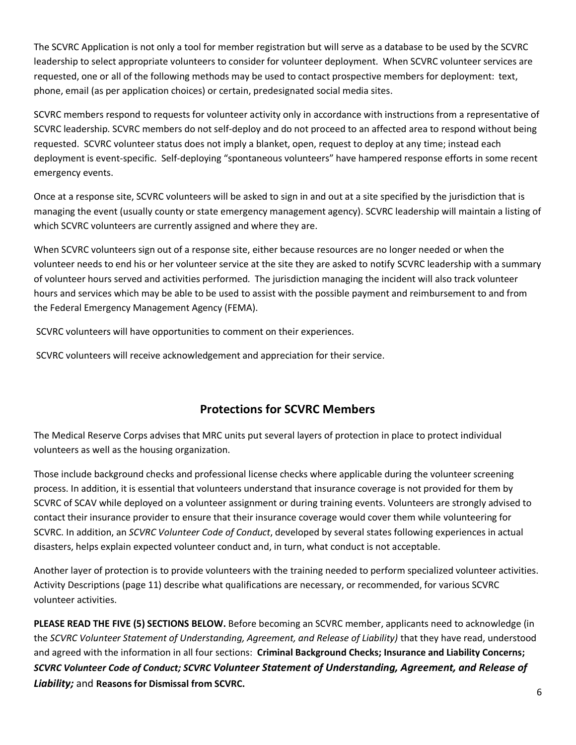The SCVRC Application is not only a tool for member registration but will serve as a database to be used by the SCVRC leadership to select appropriate volunteers to consider for volunteer deployment. When SCVRC volunteer services are requested, one or all of the following methods may be used to contact prospective members for deployment: text, phone, email (as per application choices) or certain, predesignated social media sites.

SCVRC members respond to requests for volunteer activity only in accordance with instructions from a representative of SCVRC leadership. SCVRC members do not self-deploy and do not proceed to an affected area to respond without being requested. SCVRC volunteer status does not imply a blanket, open, request to deploy at any time; instead each deployment is event-specific. Self-deploying "spontaneous volunteers" have hampered response efforts in some recent emergency events.

Once at a response site, SCVRC volunteers will be asked to sign in and out at a site specified by the jurisdiction that is managing the event (usually county or state emergency management agency). SCVRC leadership will maintain a listing of which SCVRC volunteers are currently assigned and where they are.

When SCVRC volunteers sign out of a response site, either because resources are no longer needed or when the volunteer needs to end his or her volunteer service at the site they are asked to notify SCVRC leadership with a summary of volunteer hours served and activities performed. The jurisdiction managing the incident will also track volunteer hours and services which may be able to be used to assist with the possible payment and reimbursement to and from the Federal Emergency Management Agency (FEMA).

SCVRC volunteers will have opportunities to comment on their experiences.

SCVRC volunteers will receive acknowledgement and appreciation for their service.

## Protections for SCVRC Members

The Medical Reserve Corps advises that MRC units put several layers of protection in place to protect individual volunteers as well as the housing organization.

Those include background checks and professional license checks where applicable during the volunteer screening process. In addition, it is essential that volunteers understand that insurance coverage is not provided for them by SCVRC of SCAV while deployed on a volunteer assignment or during training events. Volunteers are strongly advised to contact their insurance provider to ensure that their insurance coverage would cover them while volunteering for SCVRC. In addition, an *SCVRC Volunteer Code of Conduct*, developed by several states following experiences in actual disasters, helps explain expected volunteer conduct and, in turn, what conduct is not acceptable.

Another layer of protection is to provide volunteers with the training needed to perform specialized volunteer activities. Activity Descriptions (page 11) describe what qualifications are necessary, or recommended, for various SCVRC volunteer activities.

**PLEASE READ THE FIVE (5) SECTIONS BELOW.** Before becoming an SCVRC member, applicants need to acknowledge (in the *SCVRC Volunteer Statement of Understanding, Agreement, and Release of Liability)* that they have read, understood and agreed with the information in all four sections: **Criminal Background Checks; Insurance and Liability Concerns;** ***SCVRC Volunteer Code of Conduct; SCVRC Volunteer Statement of Understanding, Agreement, and Release of Liability;*** and **Reasons for Dismissal from SCVRC.**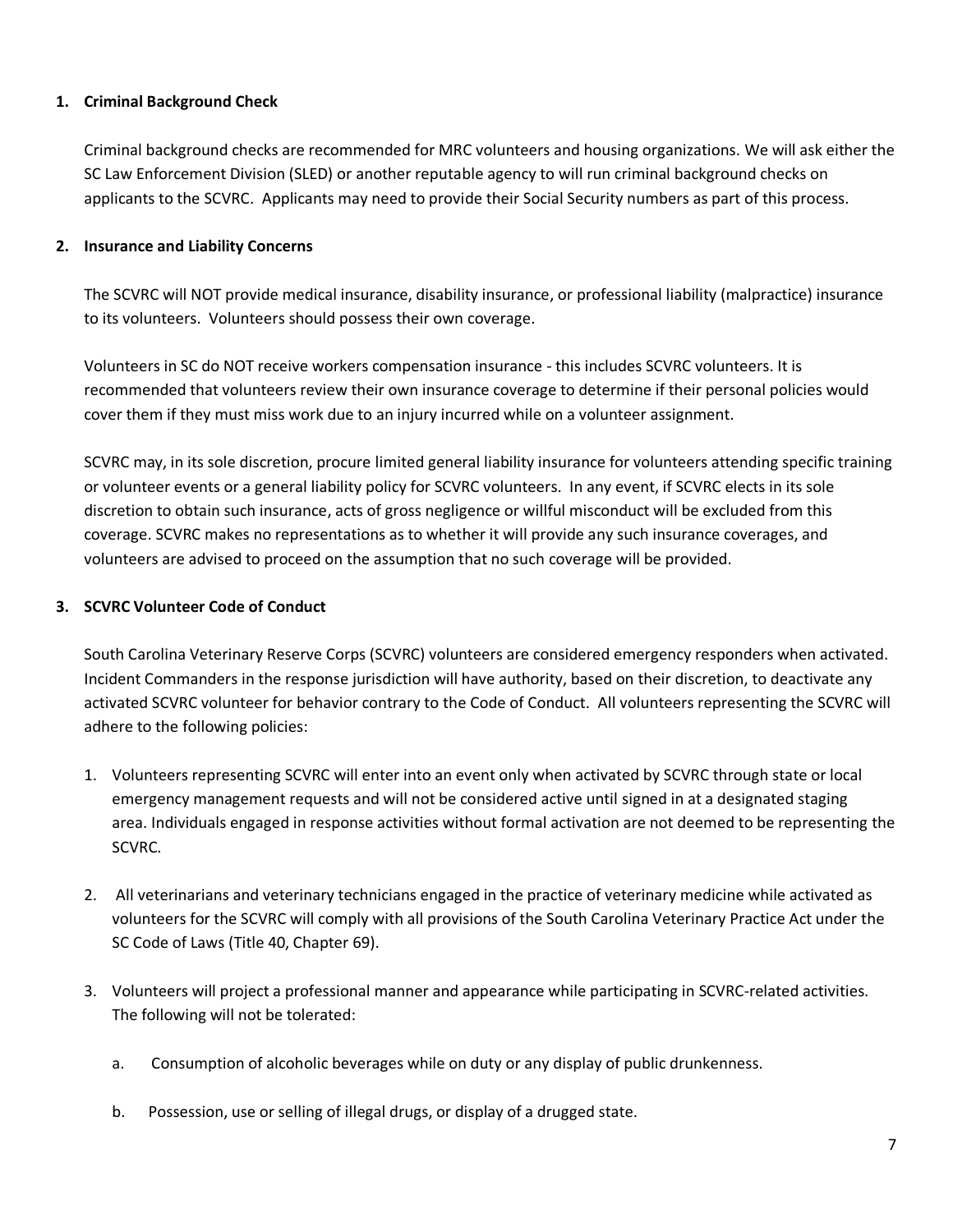## 1. Criminal Background Check

Criminal background checks are recommended for MRC volunteers and housing organizations. We will ask either the SC Law Enforcement Division (SLED) or another reputable agency to will run criminal background checks on applicants to the SCVRC. Applicants may need to provide their Social Security numbers as part of this process.

## 2. Insurance and Liability Concerns

The SCVRC will NOT provide medical insurance, disability insurance, or professional liability (malpractice) insurance to its volunteers. Volunteers should possess their own coverage.

Volunteers in SC do NOT receive workers compensation insurance - this includes SCVRC volunteers. It is recommended that volunteers review their own insurance coverage to determine if their personal policies would cover them if they must miss work due to an injury incurred while on a volunteer assignment.

SCVRC may, in its sole discretion, procure limited general liability insurance for volunteers attending specific training or volunteer events or a general liability policy for SCVRC volunteers. In any event, if SCVRC elects in its sole discretion to obtain such insurance, acts of gross negligence or willful misconduct will be excluded from this coverage. SCVRC makes no representations as to whether it will provide any such insurance coverages, and volunteers are advised to proceed on the assumption that no such coverage will be provided.

## 3. SCVRC Volunteer Code of Conduct

South Carolina Veterinary Reserve Corps (SCVRC) volunteers are considered emergency responders when activated. Incident Commanders in the response jurisdiction will have authority, based on their discretion, to deactivate any activated SCVRC volunteer for behavior contrary to the Code of Conduct. All volunteers representing the SCVRC will adhere to the following policies:

1. Volunteers representing SCVRC will enter into an event only when activated by SCVRC through state or local emergency management requests and will not be considered active until signed in at a designated staging area. Individuals engaged in response activities without formal activation are not deemed to be representing the SCVRC.

2. All veterinarians and veterinary technicians engaged in the practice of veterinary medicine while activated as volunteers for the SCVRC will comply with all provisions of the South Carolina Veterinary Practice Act under the SC Code of Laws (Title 40, Chapter 69).

3. Volunteers will project a professional manner and appearance while participating in SCVRC-related activities. The following will not be tolerated:

    a. Consumption of alcoholic beverages while on duty or any display of public drunkenness.

    b. Possession, use or selling of illegal drugs, or display of a drugged state.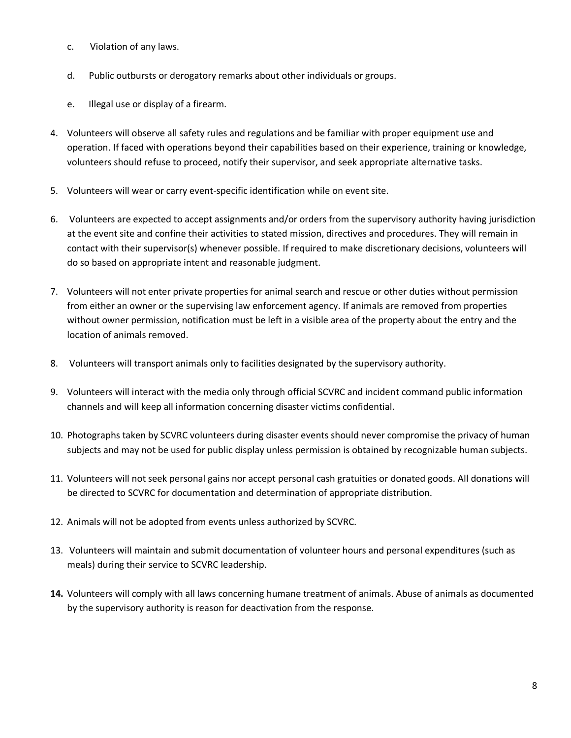c. Violation of any laws.

   d. Public outbursts or derogatory remarks about other individuals or groups.

   e. Illegal use or display of a firearm.

4. Volunteers will observe all safety rules and regulations and be familiar with proper equipment use and operation. If faced with operations beyond their capabilities based on their experience, training or knowledge, volunteers should refuse to proceed, notify their supervisor, and seek appropriate alternative tasks.

5. Volunteers will wear or carry event-specific identification while on event site.

6. Volunteers are expected to accept assignments and/or orders from the supervisory authority having jurisdiction at the event site and confine their activities to stated mission, directives and procedures. They will remain in contact with their supervisor(s) whenever possible. If required to make discretionary decisions, volunteers will do so based on appropriate intent and reasonable judgment.

7. Volunteers will not enter private properties for animal search and rescue or other duties without permission from either an owner or the supervising law enforcement agency. If animals are removed from properties without owner permission, notification must be left in a visible area of the property about the entry and the location of animals removed.

8. Volunteers will transport animals only to facilities designated by the supervisory authority.

9. Volunteers will interact with the media only through official SCVRC and incident command public information channels and will keep all information concerning disaster victims confidential.

10. Photographs taken by SCVRC volunteers during disaster events should never compromise the privacy of human subjects and may not be used for public display unless permission is obtained by recognizable human subjects.

11. Volunteers will not seek personal gains nor accept personal cash gratuities or donated goods. All donations will be directed to SCVRC for documentation and determination of appropriate distribution.

12. Animals will not be adopted from events unless authorized by SCVRC.

13. Volunteers will maintain and submit documentation of volunteer hours and personal expenditures (such as meals) during their service to SCVRC leadership.

**14.** Volunteers will comply with all laws concerning humane treatment of animals. Abuse of animals as documented by the supervisory authority is reason for deactivation from the response.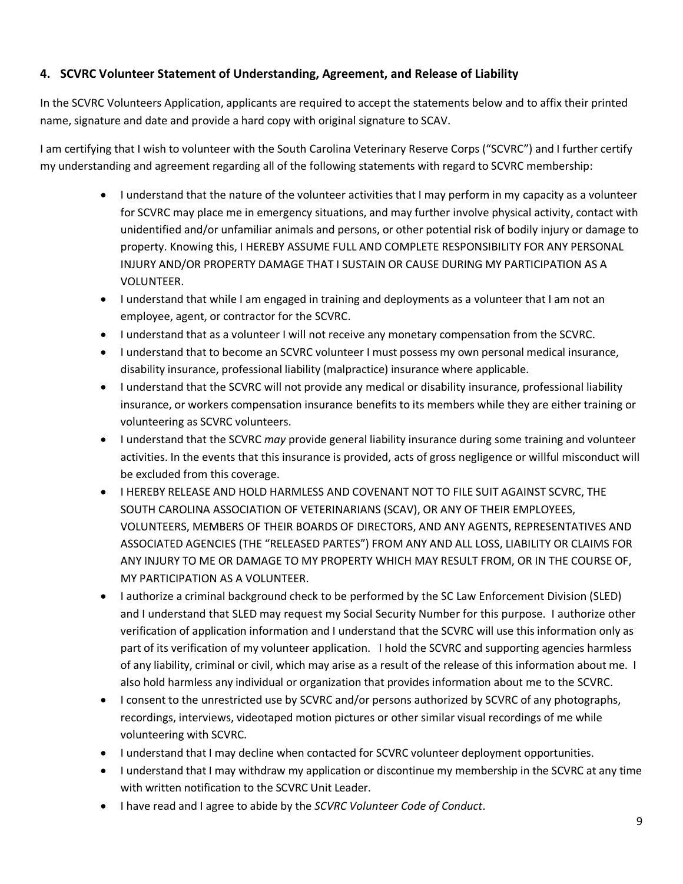### 4. SCVRC Volunteer Statement of Understanding, Agreement, and Release of Liability

In the SCVRC Volunteers Application, applicants are required to accept the statements below and to affix their printed name, signature and date and provide a hard copy with original signature to SCAV.

I am certifying that I wish to volunteer with the South Carolina Veterinary Reserve Corps ("SCVRC") and I further certify my understanding and agreement regarding all of the following statements with regard to SCVRC membership:

- I understand that the nature of the volunteer activities that I may perform in my capacity as a volunteer for SCVRC may place me in emergency situations, and may further involve physical activity, contact with unidentified and/or unfamiliar animals and persons, or other potential risk of bodily injury or damage to property. Knowing this, I HEREBY ASSUME FULL AND COMPLETE RESPONSIBILITY FOR ANY PERSONAL INJURY AND/OR PROPERTY DAMAGE THAT I SUSTAIN OR CAUSE DURING MY PARTICIPATION AS A VOLUNTEER.
- I understand that while I am engaged in training and deployments as a volunteer that I am not an employee, agent, or contractor for the SCVRC.
- I understand that as a volunteer I will not receive any monetary compensation from the SCVRC.
- I understand that to become an SCVRC volunteer I must possess my own personal medical insurance, disability insurance, professional liability (malpractice) insurance where applicable.
- I understand that the SCVRC will not provide any medical or disability insurance, professional liability insurance, or workers compensation insurance benefits to its members while they are either training or volunteering as SCVRC volunteers.
- I understand that the SCVRC *may* provide general liability insurance during some training and volunteer activities. In the events that this insurance is provided, acts of gross negligence or willful misconduct will be excluded from this coverage.
- I HEREBY RELEASE AND HOLD HARMLESS AND COVENANT NOT TO FILE SUIT AGAINST SCVRC, THE SOUTH CAROLINA ASSOCIATION OF VETERINARIANS (SCAV), OR ANY OF THEIR EMPLOYEES, VOLUNTEERS, MEMBERS OF THEIR BOARDS OF DIRECTORS, AND ANY AGENTS, REPRESENTATIVES AND ASSOCIATED AGENCIES (THE "RELEASED PARTES") FROM ANY AND ALL LOSS, LIABILITY OR CLAIMS FOR ANY INJURY TO ME OR DAMAGE TO MY PROPERTY WHICH MAY RESULT FROM, OR IN THE COURSE OF, MY PARTICIPATION AS A VOLUNTEER.
- I authorize a criminal background check to be performed by the SC Law Enforcement Division (SLED) and I understand that SLED may request my Social Security Number for this purpose. I authorize other verification of application information and I understand that the SCVRC will use this information only as part of its verification of my volunteer application. I hold the SCVRC and supporting agencies harmless of any liability, criminal or civil, which may arise as a result of the release of this information about me. I also hold harmless any individual or organization that provides information about me to the SCVRC.
- I consent to the unrestricted use by SCVRC and/or persons authorized by SCVRC of any photographs, recordings, interviews, videotaped motion pictures or other similar visual recordings of me while volunteering with SCVRC.
- I understand that I may decline when contacted for SCVRC volunteer deployment opportunities.
- I understand that I may withdraw my application or discontinue my membership in the SCVRC at any time with written notification to the SCVRC Unit Leader.
- I have read and I agree to abide by the *SCVRC Volunteer Code of Conduct*.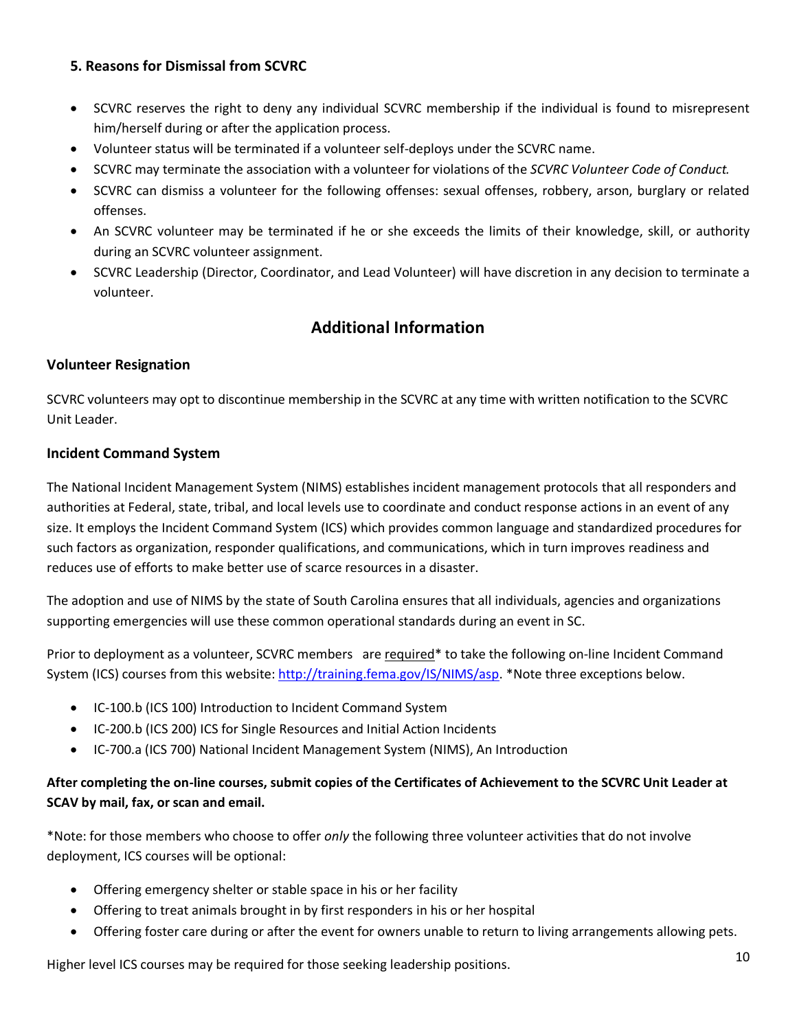### 5. Reasons for Dismissal from SCVRC

- SCVRC reserves the right to deny any individual SCVRC membership if the individual is found to misrepresent him/herself during or after the application process.
- Volunteer status will be terminated if a volunteer self-deploys under the SCVRC name.
- SCVRC may terminate the association with a volunteer for violations of the *SCVRC Volunteer Code of Conduct.*
- SCVRC can dismiss a volunteer for the following offenses: sexual offenses, robbery, arson, burglary or related offenses.
- An SCVRC volunteer may be terminated if he or she exceeds the limits of their knowledge, skill, or authority during an SCVRC volunteer assignment.
- SCVRC Leadership (Director, Coordinator, and Lead Volunteer) will have discretion in any decision to terminate a volunteer.

## Additional Information

### Volunteer Resignation

SCVRC volunteers may opt to discontinue membership in the SCVRC at any time with written notification to the SCVRC Unit Leader.

### Incident Command System

The National Incident Management System (NIMS) establishes incident management protocols that all responders and authorities at Federal, state, tribal, and local levels use to coordinate and conduct response actions in an event of any size. It employs the Incident Command System (ICS) which provides common language and standardized procedures for such factors as organization, responder qualifications, and communications, which in turn improves readiness and reduces use of efforts to make better use of scarce resources in a disaster.

The adoption and use of NIMS by the state of South Carolina ensures that all individuals, agencies and organizations supporting emergencies will use these common operational standards during an event in SC.

Prior to deployment as a volunteer, SCVRC members are required* to take the following on-line Incident Command System (ICS) courses from this website: http://training.fema.gov/IS/NIMS/asp. *Note three exceptions below.

- IC-100.b (ICS 100) Introduction to Incident Command System
- IC-200.b (ICS 200) ICS for Single Resources and Initial Action Incidents
- IC-700.a (ICS 700) National Incident Management System (NIMS), An Introduction

**After completing the on-line courses, submit copies of the Certificates of Achievement to the SCVRC Unit Leader at SCAV by mail, fax, or scan and email.**

*Note: for those members who choose to offer *only* the following three volunteer activities that do not involve deployment, ICS courses will be optional:

- Offering emergency shelter or stable space in his or her facility
- Offering to treat animals brought in by first responders in his or her hospital
- Offering foster care during or after the event for owners unable to return to living arrangements allowing pets.

Higher level ICS courses may be required for those seeking leadership positions.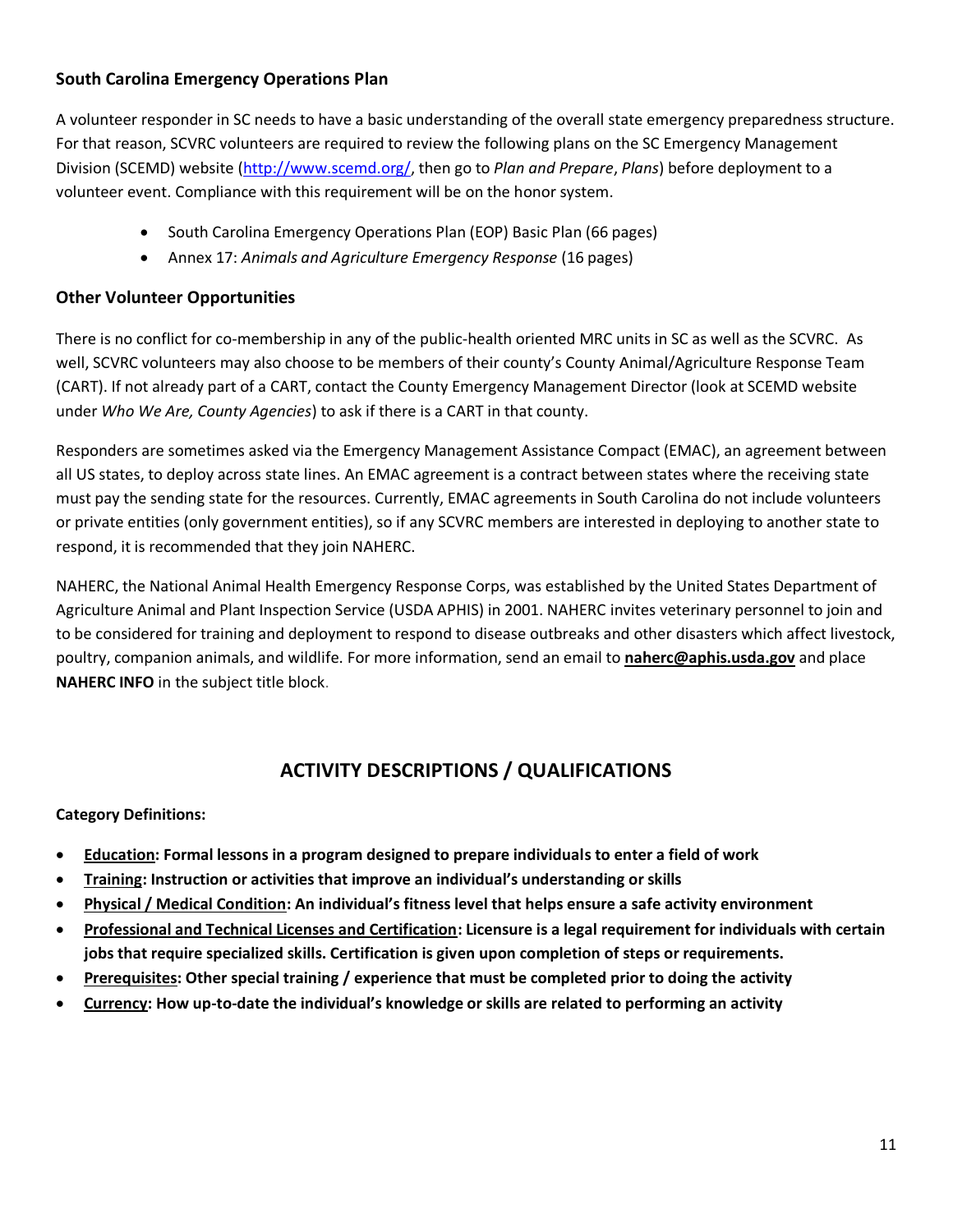### South Carolina Emergency Operations Plan

A volunteer responder in SC needs to have a basic understanding of the overall state emergency preparedness structure. For that reason, SCVRC volunteers are required to review the following plans on the SC Emergency Management Division (SCEMD) website (http://www.scemd.org/, then go to *Plan and Prepare*, *Plans*) before deployment to a volunteer event. Compliance with this requirement will be on the honor system.

- South Carolina Emergency Operations Plan (EOP) Basic Plan (66 pages)
- Annex 17: *Animals and Agriculture Emergency Response* (16 pages)

### Other Volunteer Opportunities

There is no conflict for co-membership in any of the public-health oriented MRC units in SC as well as the SCVRC. As well, SCVRC volunteers may also choose to be members of their county's County Animal/Agriculture Response Team (CART). If not already part of a CART, contact the County Emergency Management Director (look at SCEMD website under *Who We Are, County Agencies*) to ask if there is a CART in that county.

Responders are sometimes asked via the Emergency Management Assistance Compact (EMAC), an agreement between all US states, to deploy across state lines. An EMAC agreement is a contract between states where the receiving state must pay the sending state for the resources. Currently, EMAC agreements in South Carolina do not include volunteers or private entities (only government entities), so if any SCVRC members are interested in deploying to another state to respond, it is recommended that they join NAHERC.

NAHERC, the National Animal Health Emergency Response Corps, was established by the United States Department of Agriculture Animal and Plant Inspection Service (USDA APHIS) in 2001. NAHERC invites veterinary personnel to join and to be considered for training and deployment to respond to disease outbreaks and other disasters which affect livestock, poultry, companion animals, and wildlife. For more information, send an email to **naherc@aphis.usda.gov** and place **NAHERC INFO** in the subject title block.

## ACTIVITY DESCRIPTIONS / QUALIFICATIONS

**Category Definitions:**

- **Education: Formal lessons in a program designed to prepare individuals to enter a field of work**
- **Training: Instruction or activities that improve an individual's understanding or skills**
- **Physical / Medical Condition: An individual's fitness level that helps ensure a safe activity environment**
- **Professional and Technical Licenses and Certification: Licensure is a legal requirement for individuals with certain jobs that require specialized skills. Certification is given upon completion of steps or requirements.**
- **Prerequisites: Other special training / experience that must be completed prior to doing the activity**
- **Currency: How up-to-date the individual's knowledge or skills are related to performing an activity**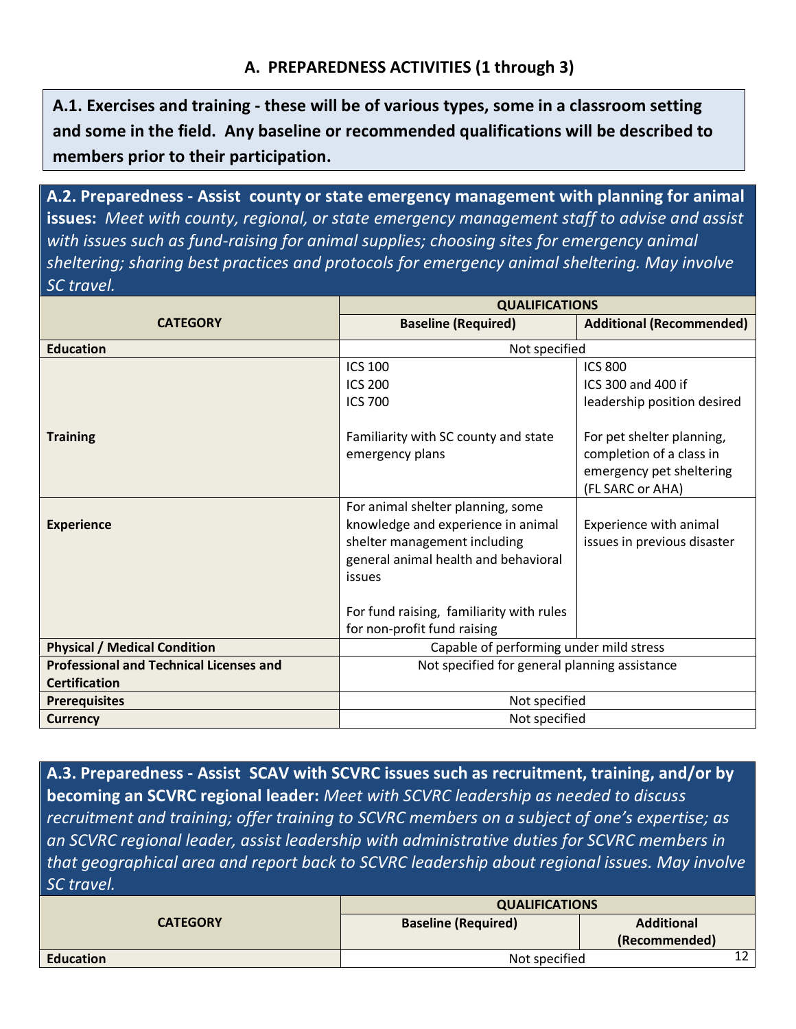## A. PREPAREDNESS ACTIVITIES (1 through 3)

**A.1. Exercises and training - these will be of various types, some in a classroom setting and some in the field. Any baseline or recommended qualifications will be described to members prior to their participation.**

**A.2. Preparedness - Assist county or state emergency management with planning for animal issues:** *Meet with county, regional, or state emergency management staff to advise and assist with issues such as fund-raising for animal supplies; choosing sites for emergency animal sheltering; sharing best practices and protocols for emergency animal sheltering. May involve SC travel.*

| CATEGORY | QUALIFICATIONS | |
|---|---|---|
| | **Baseline (Required)** | **Additional (Recommended)** |
| **Education** | Not specified | |
| **Training** | ICS 100<br>ICS 200<br>ICS 700<br><br>Familiarity with SC county and state emergency plans | ICS 800<br>ICS 300 and 400 if leadership position desired<br><br>For pet shelter planning, completion of a class in emergency pet sheltering (FL SARC or AHA) |
| **Experience** | For animal shelter planning, some knowledge and experience in animal shelter management including general animal health and behavioral issues<br><br>For fund raising, familiarity with rules for non-profit fund raising | Experience with animal issues in previous disaster |
| **Physical / Medical Condition** | Capable of performing under mild stress | |
| **Professional and Technical Licenses and Certification** | Not specified for general planning assistance | |
| **Prerequisites** | Not specified | |
| **Currency** | Not specified | |

**A.3. Preparedness - Assist SCAV with SCVRC issues such as recruitment, training, and/or by becoming an SCVRC regional leader:** *Meet with SCVRC leadership as needed to discuss recruitment and training; offer training to SCVRC members on a subject of one's expertise; as an SCVRC regional leader, assist leadership with administrative duties for SCVRC members in that geographical area and report back to SCVRC leadership about regional issues. May involve SC travel.*

| CATEGORY | QUALIFICATIONS | |
|---|---|---|
| | **Baseline (Required)** | **Additional (Recommended)** |
| **Education** | Not specified | |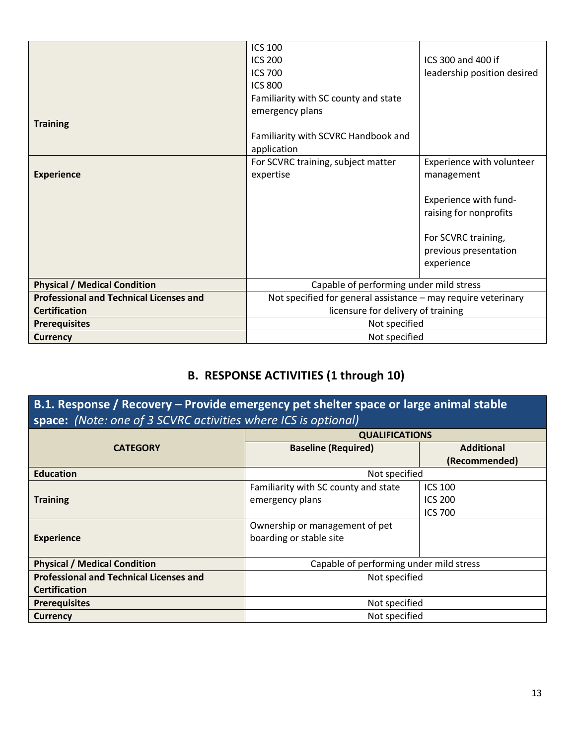| | | |
|---|---|---|
| **Training** | ICS 100<br>ICS 200<br>ICS 700<br>ICS 800<br>Familiarity with SC county and state emergency plans<br><br>Familiarity with SCVRC Handbook and application | ICS 300 and 400 if leadership position desired |
| **Experience** | For SCVRC training, subject matter expertise | Experience with volunteer management<br><br>Experience with fund-raising for nonprofits<br><br>For SCVRC training, previous presentation experience |
| **Physical / Medical Condition** | Capable of performing under mild stress | |
| **Professional and Technical Licenses and Certification** | Not specified for general assistance – may require veterinary licensure for delivery of training | |
| **Prerequisites** | Not specified | |
| **Currency** | Not specified | |

## B. RESPONSE ACTIVITIES (1 through 10)

### B.1. Response / Recovery – Provide emergency pet shelter space or large animal stable space: *(Note: one of 3 SCVRC activities where ICS is optional)*

| CATEGORY | QUALIFICATIONS | |
|---|---|---|
| | **Baseline (Required)** | **Additional (Recommended)** |
| **Education** | Not specified | |
| **Training** | Familiarity with SC county and state emergency plans | ICS 100<br>ICS 200<br>ICS 700 |
| **Experience** | Ownership or management of pet boarding or stable site | |
| **Physical / Medical Condition** | Capable of performing under mild stress | |
| **Professional and Technical Licenses and Certification** | Not specified | |
| **Prerequisites** | Not specified | |
| **Currency** | Not specified | |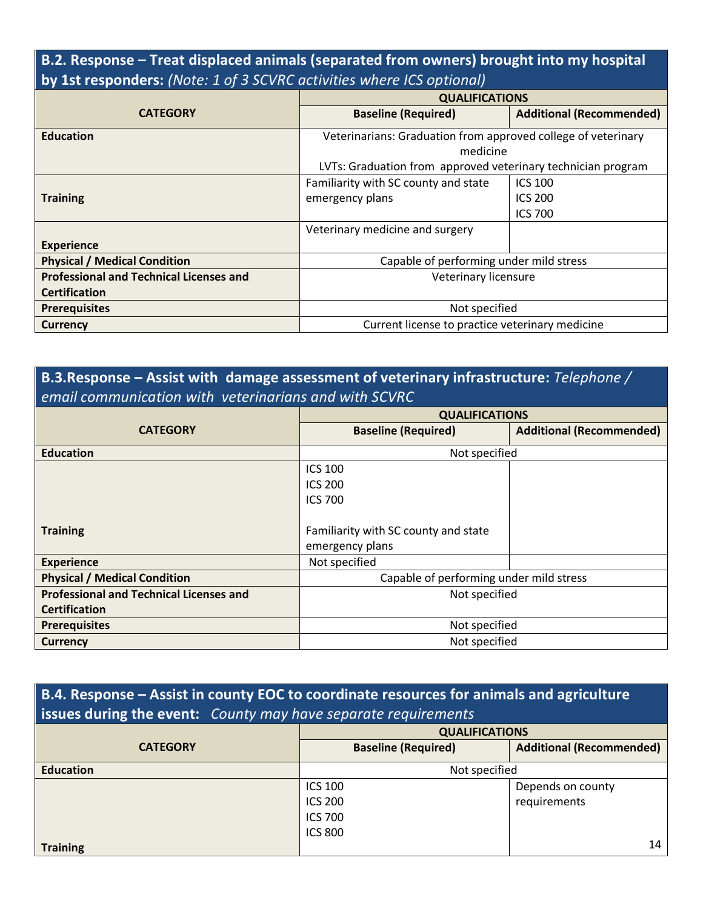## B.2. Response – Treat displaced animals (separated from owners) brought into my hospital by 1st responders: *(Note: 1 of 3 SCVRC activities where ICS optional)*

| CATEGORY | QUALIFICATIONS | |
|---|---|---|
| | **Baseline (Required)** | **Additional (Recommended)** |
| **Education** | Veterinarians: Graduation from approved college of veterinary medicine<br>LVTs: Graduation from approved veterinary technician program | |
| **Training** | Familiarity with SC county and state emergency plans | ICS 100<br>ICS 200<br>ICS 700 |
| **Experience** | Veterinary medicine and surgery | |
| **Physical / Medical Condition** | Capable of performing under mild stress | |
| **Professional and Technical Licenses and Certification** | Veterinary licensure | |
| **Prerequisites** | Not specified | |
| **Currency** | Current license to practice veterinary medicine | |

## B.3. Response – Assist with damage assessment of veterinary infrastructure: *Telephone / email communication with veterinarians and with SCVRC*

| CATEGORY | QUALIFICATIONS | |
|---|---|---|
| | **Baseline (Required)** | **Additional (Recommended)** |
| **Education** | Not specified | |
| **Training** | ICS 100<br>ICS 200<br>ICS 700<br><br>Familiarity with SC county and state emergency plans | |
| **Experience** | Not specified | |
| **Physical / Medical Condition** | Capable of performing under mild stress | |
| **Professional and Technical Licenses and Certification** | Not specified | |
| **Prerequisites** | Not specified | |
| **Currency** | Not specified | |

## B.4. Response – Assist in county EOC to coordinate resources for animals and agriculture issues during the event: *County may have separate requirements*

| CATEGORY | QUALIFICATIONS | |
|---|---|---|
| | **Baseline (Required)** | **Additional (Recommended)** |
| **Education** | Not specified | |
| **Training** | ICS 100<br>ICS 200<br>ICS 700<br>ICS 800 | Depends on county requirements |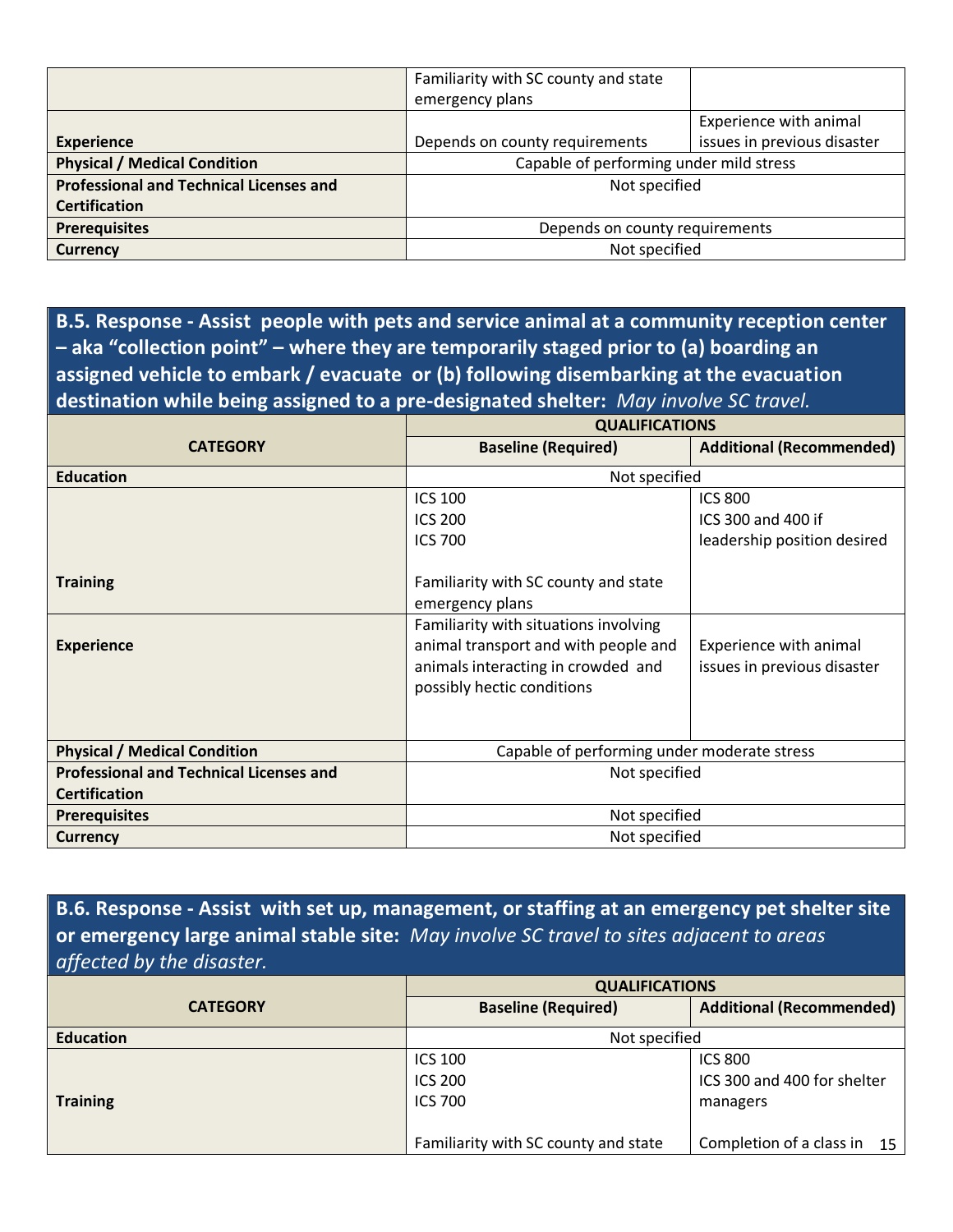| | | |
|---|---|---|
| | Familiarity with SC county and state emergency plans | |
| **Experience** | Depends on county requirements | Experience with animal issues in previous disaster |
| **Physical / Medical Condition** | Capable of performing under mild stress | |
| **Professional and Technical Licenses and Certification** | Not specified | |
| **Prerequisites** | Depends on county requirements | |
| **Currency** | Not specified | |

## B.5. Response - Assist people with pets and service animal at a community reception center – aka "collection point" – where they are temporarily staged prior to (a) boarding an assigned vehicle to embark / evacuate or (b) following disembarking at the evacuation destination while being assigned to a pre-designated shelter: *May involve SC travel.*

| CATEGORY | QUALIFICATIONS | |
|---|---|---|
| | **Baseline (Required)** | **Additional (Recommended)** |
| **Education** | Not specified | |
| **Training** | ICS 100<br>ICS 200<br>ICS 700<br><br>Familiarity with SC county and state emergency plans | ICS 800<br>ICS 300 and 400 if leadership position desired |
| **Experience** | Familiarity with situations involving animal transport and with people and animals interacting in crowded and possibly hectic conditions | Experience with animal issues in previous disaster |
| **Physical / Medical Condition** | Capable of performing under moderate stress | |
| **Professional and Technical Licenses and Certification** | Not specified | |
| **Prerequisites** | Not specified | |
| **Currency** | Not specified | |

## B.6. Response - Assist with set up, management, or staffing at an emergency pet shelter site or emergency large animal stable site: *May involve SC travel to sites adjacent to areas affected by the disaster.*

| CATEGORY | QUALIFICATIONS | |
|---|---|---|
| | **Baseline (Required)** | **Additional (Recommended)** |
| **Education** | Not specified | |
| **Training** | ICS 100<br>ICS 200<br>ICS 700<br><br>Familiarity with SC county and state | ICS 800<br>ICS 300 and 400 for shelter managers<br><br>Completion of a class in |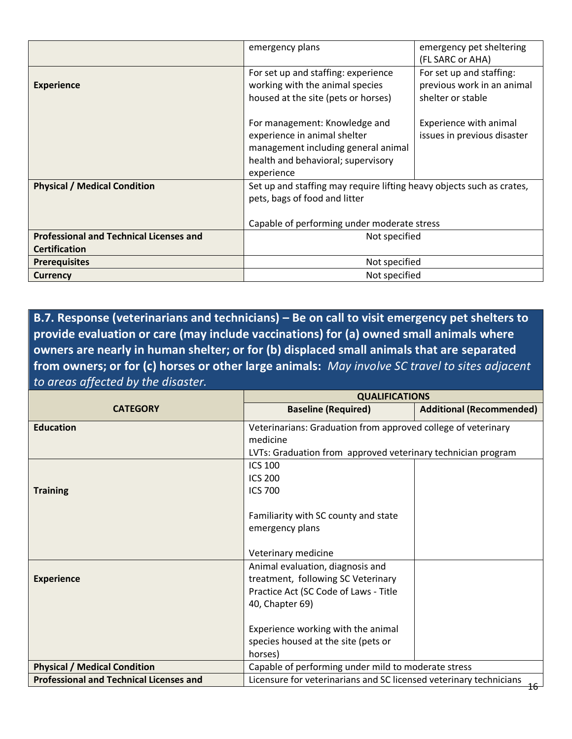| | | |
|---|---|---|
| | emergency plans | emergency pet sheltering (FL SARC or AHA) |
| **Experience** | For set up and staffing: experience working with the animal species housed at the site (pets or horses)<br><br>For management: Knowledge and experience in animal shelter management including general animal health and behavioral; supervisory experience | For set up and staffing: previous work in an animal shelter or stable<br><br>Experience with animal issues in previous disaster |
| **Physical / Medical Condition** | Set up and staffing may require lifting heavy objects such as crates, pets, bags of food and litter<br><br>Capable of performing under moderate stress | |
| **Professional and Technical Licenses and Certification** | Not specified | |
| **Prerequisites** | Not specified | |
| **Currency** | Not specified | |

## B.7. Response (veterinarians and technicians) – Be on call to visit emergency pet shelters to provide evaluation or care (may include vaccinations) for (a) owned small animals where owners are nearly in human shelter; or for (b) displaced small animals that are separated from owners; or for (c) horses or other large animals: *May involve SC travel to sites adjacent to areas affected by the disaster.*

| CATEGORY | QUALIFICATIONS | |
|---|---|---|
| | **Baseline (Required)** | **Additional (Recommended)** |
| **Education** | Veterinarians: Graduation from approved college of veterinary medicine<br>LVTs: Graduation from approved veterinary technician program | |
| **Training** | ICS 100<br>ICS 200<br>ICS 700<br><br>Familiarity with SC county and state emergency plans<br><br>Veterinary medicine | |
| **Experience** | Animal evaluation, diagnosis and treatment, following SC Veterinary Practice Act (SC Code of Laws - Title 40, Chapter 69)<br><br>Experience working with the animal species housed at the site (pets or horses) | |
| **Physical / Medical Condition** | Capable of performing under mild to moderate stress | |
| **Professional and Technical Licenses and** | Licensure for veterinarians and SC licensed veterinary technicians | |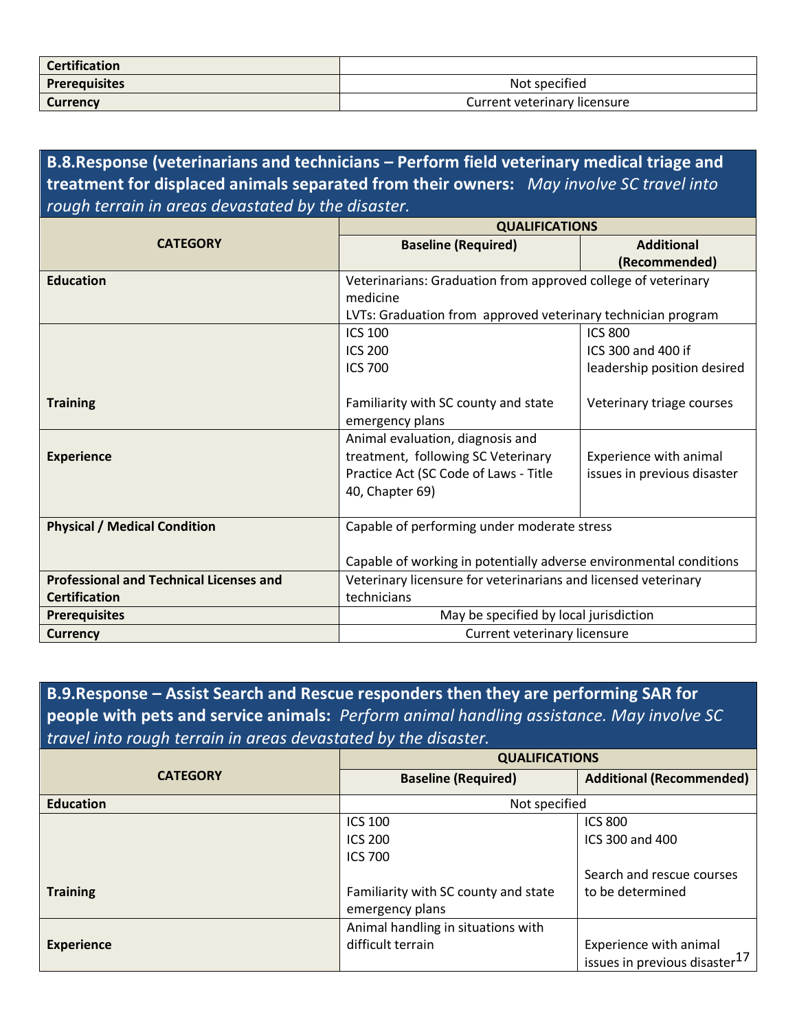| | |
|---|---|
| **Certification** | |
| **Prerequisites** | Not specified |
| **Currency** | Current veterinary licensure |

### B.8.Response (veterinarians and technicians – Perform field veterinary medical triage and treatment for displaced animals separated from their owners: *May involve SC travel into rough terrain in areas devastated by the disaster.*

| CATEGORY | QUALIFICATIONS | |
|---|---|---|
| | **Baseline (Required)** | **Additional (Recommended)** |
| **Education** | Veterinarians: Graduation from approved college of veterinary medicine<br>LVTs: Graduation from approved veterinary technician program | |
| **Training** | ICS 100<br>ICS 200<br>ICS 700<br><br>Familiarity with SC county and state emergency plans | ICS 800<br>ICS 300 and 400 if leadership position desired<br><br>Veterinary triage courses |
| **Experience** | Animal evaluation, diagnosis and treatment, following SC Veterinary Practice Act (SC Code of Laws - Title 40, Chapter 69) | Experience with animal issues in previous disaster |
| **Physical / Medical Condition** | Capable of performing under moderate stress<br><br>Capable of working in potentially adverse environmental conditions | |
| **Professional and Technical Licenses and Certification** | Veterinary licensure for veterinarians and licensed veterinary technicians | |
| **Prerequisites** | May be specified by local jurisdiction | |
| **Currency** | Current veterinary licensure | |

### B.9.Response – Assist Search and Rescue responders then they are performing SAR for people with pets and service animals: *Perform animal handling assistance. May involve SC travel into rough terrain in areas devastated by the disaster.*

| CATEGORY | QUALIFICATIONS | |
|---|---|---|
| | **Baseline (Required)** | **Additional (Recommended)** |
| **Education** | Not specified | |
| **Training** | ICS 100<br>ICS 200<br>ICS 700<br><br>Familiarity with SC county and state emergency plans | ICS 800<br>ICS 300 and 400<br><br>Search and rescue courses to be determined |
| **Experience** | Animal handling in situations with difficult terrain | Experience with animal issues in previous disaster |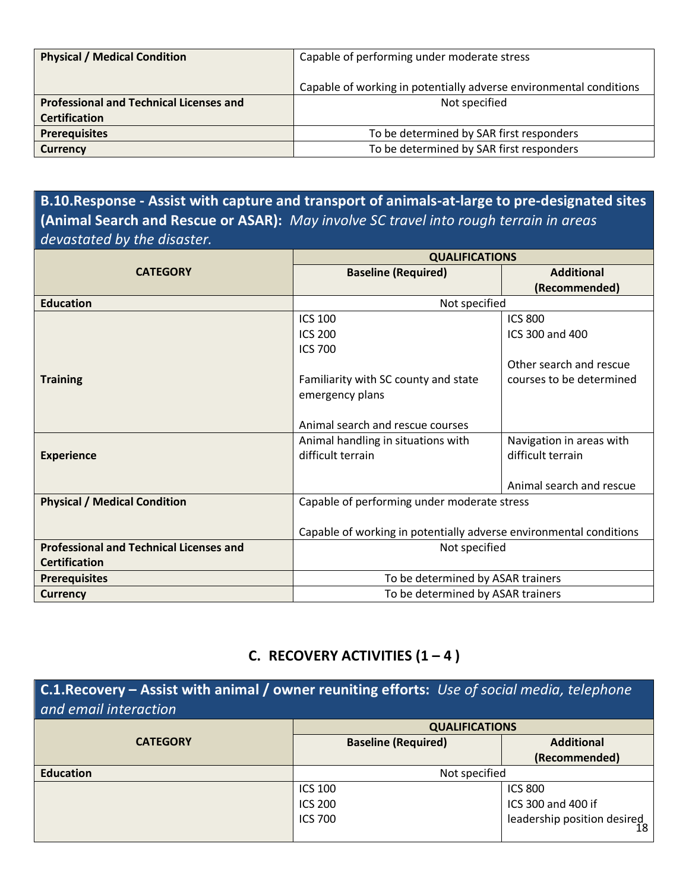| | | |
|---|---|---|
| **Physical / Medical Condition** | Capable of performing under moderate stress<br><br>Capable of working in potentially adverse environmental conditions | |
| **Professional and Technical Licenses and Certification** | Not specified | |
| **Prerequisites** | To be determined by SAR first responders | |
| **Currency** | To be determined by SAR first responders | |

## B.10.Response - Assist with capture and transport of animals-at-large to pre-designated sites (Animal Search and Rescue or ASAR): *May involve SC travel into rough terrain in areas devastated by the disaster.*

| CATEGORY | QUALIFICATIONS | |
|---|---|---|
| | **Baseline (Required)** | **Additional (Recommended)** |
| **Education** | Not specified | |
| **Training** | ICS 100<br>ICS 200<br>ICS 700<br><br>Familiarity with SC county and state emergency plans<br><br>Animal search and rescue courses | ICS 800<br>ICS 300 and 400<br><br>Other search and rescue courses to be determined |
| **Experience** | Animal handling in situations with difficult terrain | Navigation in areas with difficult terrain<br><br>Animal search and rescue |
| **Physical / Medical Condition** | Capable of performing under moderate stress<br><br>Capable of working in potentially adverse environmental conditions | |
| **Professional and Technical Licenses and Certification** | Not specified | |
| **Prerequisites** | To be determined by ASAR trainers | |
| **Currency** | To be determined by ASAR trainers | |

# C. RECOVERY ACTIVITIES (1 – 4 )

## C.1.Recovery – Assist with animal / owner reuniting efforts: *Use of social media, telephone and email interaction*

| CATEGORY | QUALIFICATIONS | |
|---|---|---|
| | **Baseline (Required)** | **Additional (Recommended)** |
| **Education** | Not specified | |
| | ICS 100<br>ICS 200<br>ICS 700 | ICS 800<br>ICS 300 and 400 if leadership position desired |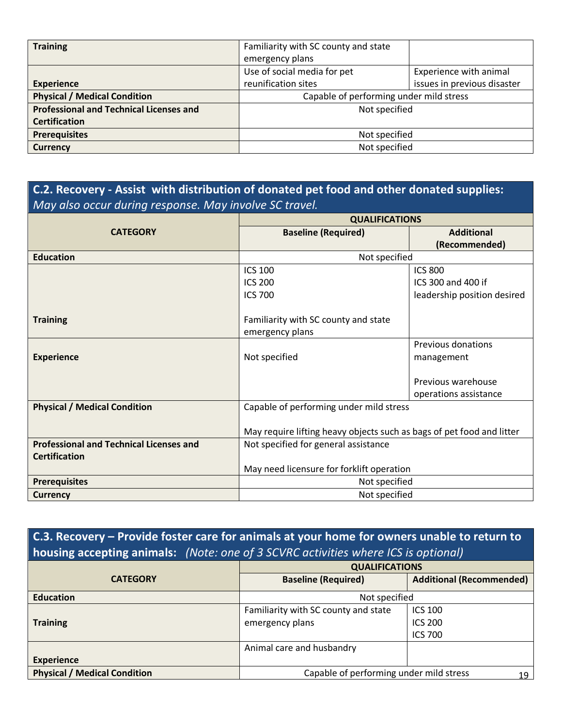| | | |
|---|---|---|
| **Training** | Familiarity with SC county and state emergency plans | |
| **Experience** | Use of social media for pet reunification sites | Experience with animal issues in previous disaster |
| **Physical / Medical Condition** | Capable of performing under mild stress | |
| **Professional and Technical Licenses and Certification** | Not specified | |
| **Prerequisites** | Not specified | |
| **Currency** | Not specified | |

## C.2. Recovery - Assist with distribution of donated pet food and other donated supplies: *May also occur during response. May involve SC travel.*

| CATEGORY | QUALIFICATIONS | |
|---|---|---|
| | **Baseline (Required)** | **Additional (Recommended)** |
| **Education** | Not specified | |
| **Training** | ICS 100<br>ICS 200<br>ICS 700<br><br>Familiarity with SC county and state emergency plans | ICS 800<br>ICS 300 and 400 if leadership position desired |
| **Experience** | Not specified | Previous donations management<br><br>Previous warehouse operations assistance |
| **Physical / Medical Condition** | Capable of performing under mild stress<br><br>May require lifting heavy objects such as bags of pet food and litter | |
| **Professional and Technical Licenses and Certification** | Not specified for general assistance<br><br>May need licensure for forklift operation | |
| **Prerequisites** | Not specified | |
| **Currency** | Not specified | |

## C.3. Recovery – Provide foster care for animals at your home for owners unable to return to housing accepting animals: *(Note: one of 3 SCVRC activities where ICS is optional)*

| CATEGORY | QUALIFICATIONS | |
|---|---|---|
| | **Baseline (Required)** | **Additional (Recommended)** |
| **Education** | Not specified | |
| **Training** | Familiarity with SC county and state emergency plans | ICS 100<br>ICS 200<br>ICS 700 |
| **Experience** | Animal care and husbandry | |
| **Physical / Medical Condition** | Capable of performing under mild stress | |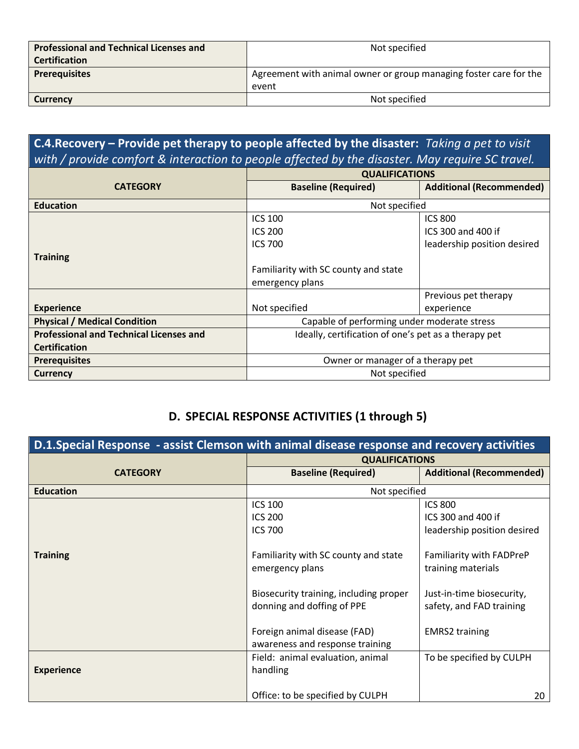| | |
|---|---|
| **Professional and Technical Licenses and Certification** | Not specified |
| **Prerequisites** | Agreement with animal owner or group managing foster care for the event |
| **Currency** | Not specified |

| **C.4.Recovery – Provide pet therapy to people affected by the disaster:** *Taking a pet to visit with / provide comfort & interaction to people affected by the disaster. May require SC travel.* | | |
|---|---|---|
| **CATEGORY** | **QUALIFICATIONS** | |
| | **Baseline (Required)** | **Additional (Recommended)** |
| **Education** | Not specified | |
| **Training** | ICS 100<br>ICS 200<br>ICS 700<br><br>Familiarity with SC county and state emergency plans | ICS 800<br>ICS 300 and 400 if leadership position desired |
| **Experience** | Not specified | Previous pet therapy experience |
| **Physical / Medical Condition** | Capable of performing under moderate stress | |
| **Professional and Technical Licenses and Certification** | Ideally, certification of one's pet as a therapy pet | |
| **Prerequisites** | Owner or manager of a therapy pet | |
| **Currency** | Not specified | |

## D. SPECIAL RESPONSE ACTIVITIES (1 through 5)

| **D.1.Special Response - assist Clemson with animal disease response and recovery activities** | | |
|---|---|---|
| **CATEGORY** | **QUALIFICATIONS** | |
| | **Baseline (Required)** | **Additional (Recommended)** |
| **Education** | Not specified | |
| **Training** | ICS 100<br>ICS 200<br>ICS 700<br><br>Familiarity with SC county and state emergency plans<br><br>Biosecurity training, including proper donning and doffing of PPE<br><br>Foreign animal disease (FAD) awareness and response training | ICS 800<br>ICS 300 and 400 if leadership position desired<br><br>Familiarity with FADPreP training materials<br><br>Just-in-time biosecurity, safety, and FAD training<br><br>EMRS2 training |
| **Experience** | Field: animal evaluation, animal handling<br><br>Office: to be specified by CULPH | To be specified by CULPH |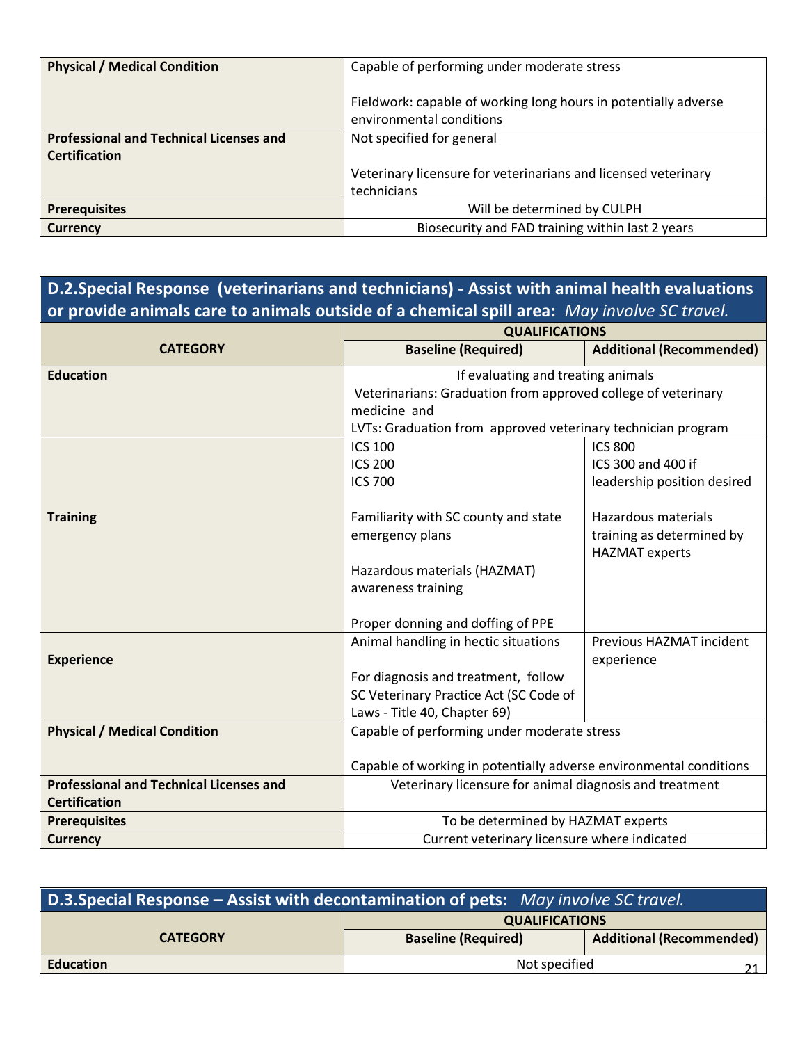| | | |
|---|---|---|
| **Physical / Medical Condition** | Capable of performing under moderate stress<br><br>Fieldwork: capable of working long hours in potentially adverse environmental conditions | |
| **Professional and Technical Licenses and Certification** | Not specified for general<br><br>Veterinary licensure for veterinarians and licensed veterinary technicians | |
| **Prerequisites** | Will be determined by CULPH | |
| **Currency** | Biosecurity and FAD training within last 2 years | |

## D.2.Special Response (veterinarians and technicians) - Assist with animal health evaluations or provide animals care to animals outside of a chemical spill area: *May involve SC travel.*

| CATEGORY | QUALIFICATIONS | |
|---|---|---|
| | **Baseline (Required)** | **Additional (Recommended)** |
| **Education** | If evaluating and treating animals<br>Veterinarians: Graduation from approved college of veterinary medicine and<br>LVTs: Graduation from approved veterinary technician program | |
| **Training** | ICS 100<br>ICS 200<br>ICS 700<br><br>Familiarity with SC county and state emergency plans<br><br>Hazardous materials (HAZMAT) awareness training<br><br>Proper donning and doffing of PPE | ICS 800<br>ICS 300 and 400 if leadership position desired<br><br>Hazardous materials training as determined by HAZMAT experts |
| **Experience** | Animal handling in hectic situations<br><br>For diagnosis and treatment, follow SC Veterinary Practice Act (SC Code of Laws - Title 40, Chapter 69) | Previous HAZMAT incident experience |
| **Physical / Medical Condition** | Capable of performing under moderate stress<br><br>Capable of working in potentially adverse environmental conditions | |
| **Professional and Technical Licenses and Certification** | Veterinary licensure for animal diagnosis and treatment | |
| **Prerequisites** | To be determined by HAZMAT experts | |
| **Currency** | Current veterinary licensure where indicated | |

## D.3.Special Response – Assist with decontamination of pets: *May involve SC travel.*

| CATEGORY | QUALIFICATIONS | |
|---|---|---|
| | **Baseline (Required)** | **Additional (Recommended)** |
| **Education** | Not specified | |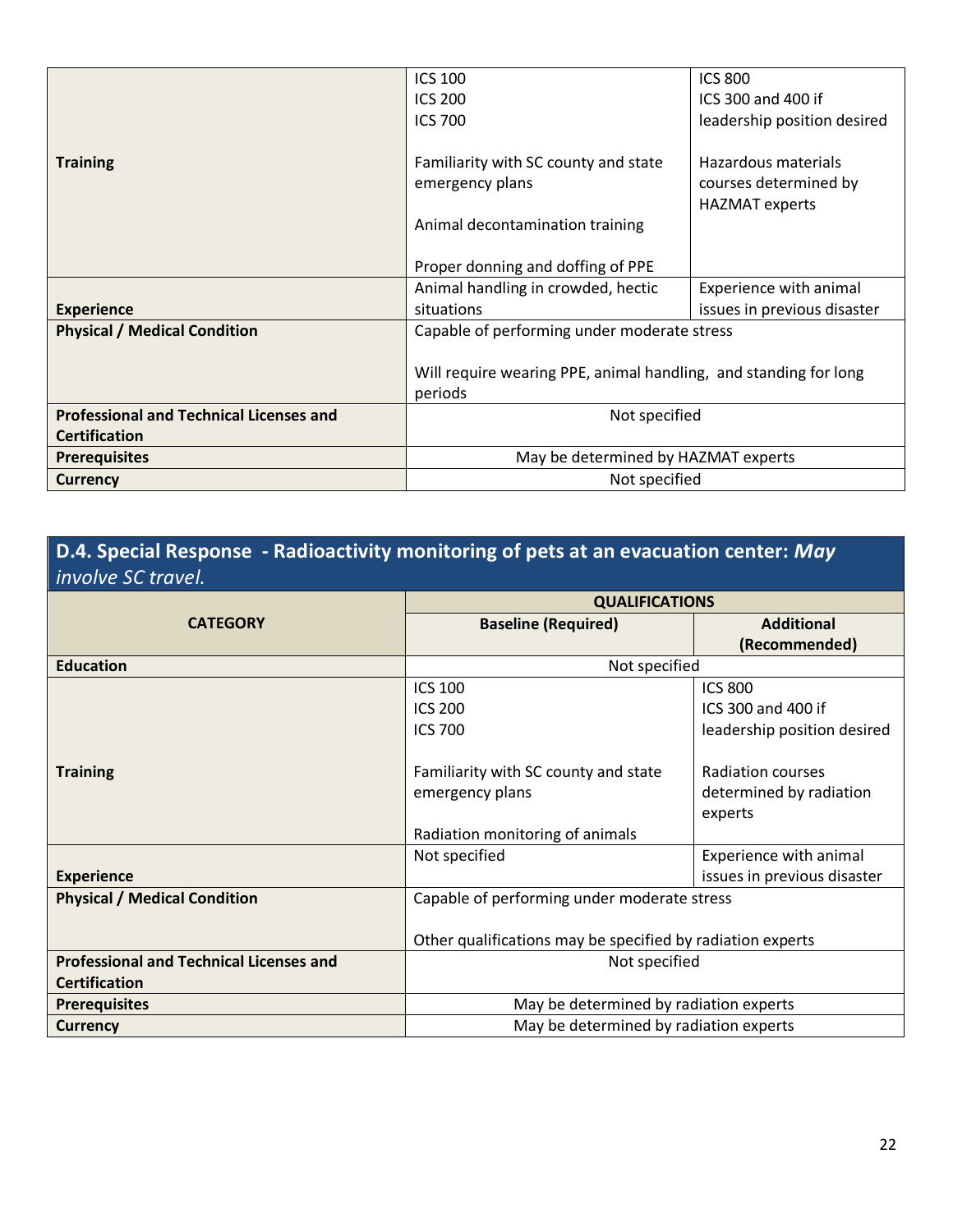| | | |
|---|---|---|
| **Training** | ICS 100<br>ICS 200<br>ICS 700<br><br>Familiarity with SC county and state emergency plans<br><br>Animal decontamination training<br><br>Proper donning and doffing of PPE | ICS 800<br>ICS 300 and 400 if leadership position desired<br><br>Hazardous materials courses determined by HAZMAT experts |
| **Experience** | Animal handling in crowded, hectic situations | Experience with animal issues in previous disaster |
| **Physical / Medical Condition** | Capable of performing under moderate stress<br><br>Will require wearing PPE, animal handling, and standing for long periods | |
| **Professional and Technical Licenses and Certification** | Not specified | |
| **Prerequisites** | May be determined by HAZMAT experts | |
| **Currency** | Not specified | |

## D.4. Special Response - Radioactivity monitoring of pets at an evacuation center: *May involve SC travel.*

| CATEGORY | QUALIFICATIONS | |
|---|---|---|
| | **Baseline (Required)** | **Additional (Recommended)** |
| **Education** | Not specified | |
| **Training** | ICS 100<br>ICS 200<br>ICS 700<br><br>Familiarity with SC county and state emergency plans<br><br>Radiation monitoring of animals | ICS 800<br>ICS 300 and 400 if leadership position desired<br><br>Radiation courses determined by radiation experts |
| **Experience** | Not specified | Experience with animal issues in previous disaster |
| **Physical / Medical Condition** | Capable of performing under moderate stress<br><br>Other qualifications may be specified by radiation experts | |
| **Professional and Technical Licenses and Certification** | Not specified | |
| **Prerequisites** | May be determined by radiation experts | |
| **Currency** | May be determined by radiation experts | |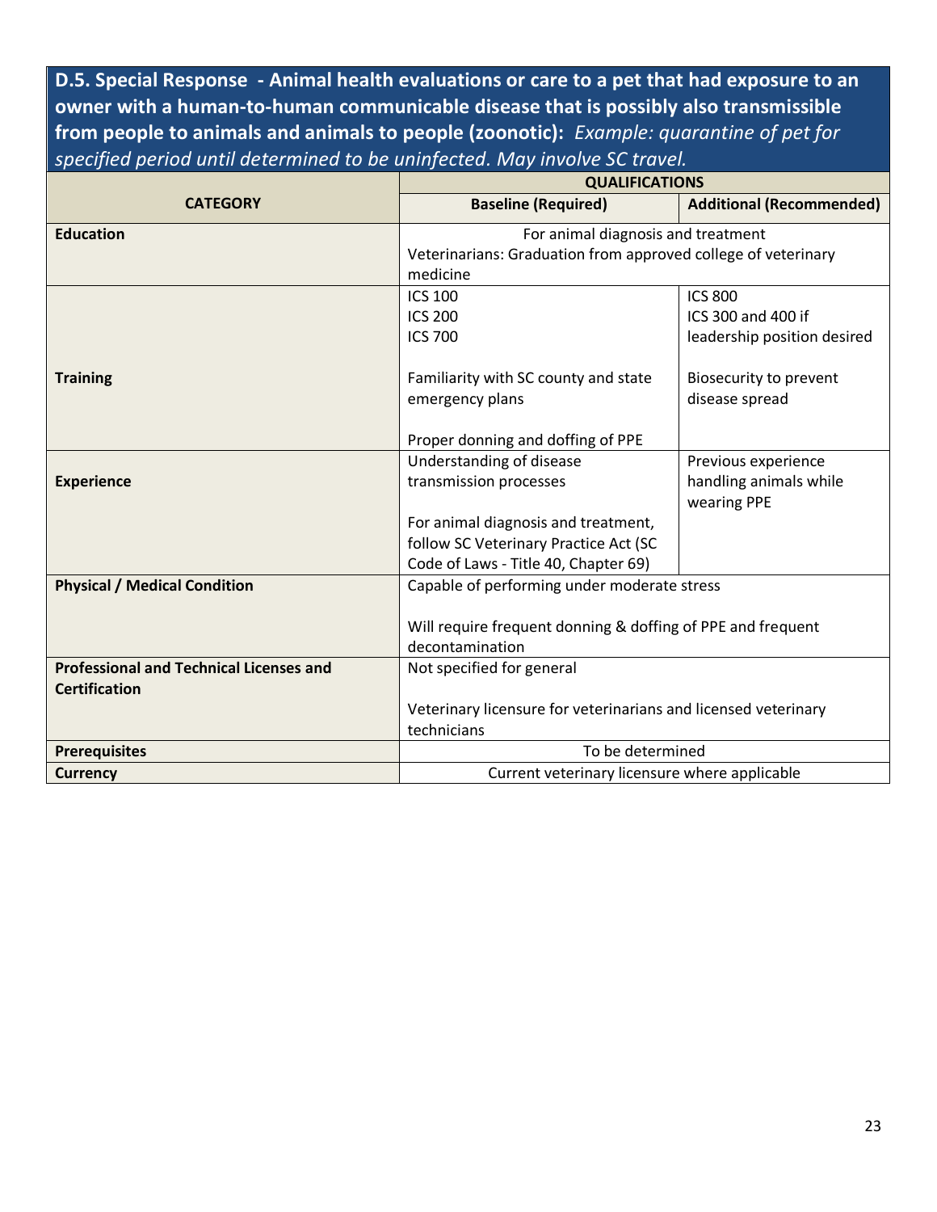**D.5. Special Response - Animal health evaluations or care to a pet that had exposure to an owner with a human-to-human communicable disease that is possibly also transmissible from people to animals and animals to people (zoonotic):** *Example: quarantine of pet for specified period until determined to be uninfected. May involve SC travel.*

| CATEGORY | QUALIFICATIONS | |
|---|---|---|
| | **Baseline (Required)** | **Additional (Recommended)** |
| **Education** | For animal diagnosis and treatment<br>Veterinarians: Graduation from approved college of veterinary medicine | |
| **Training** | ICS 100<br>ICS 200<br>ICS 700<br><br>Familiarity with SC county and state emergency plans<br><br>Proper donning and doffing of PPE | ICS 800<br>ICS 300 and 400 if leadership position desired<br><br>Biosecurity to prevent disease spread |
| **Experience** | Understanding of disease transmission processes<br><br>For animal diagnosis and treatment, follow SC Veterinary Practice Act (SC Code of Laws - Title 40, Chapter 69) | Previous experience handling animals while wearing PPE |
| **Physical / Medical Condition** | Capable of performing under moderate stress<br><br>Will require frequent donning & doffing of PPE and frequent decontamination | |
| **Professional and Technical Licenses and Certification** | Not specified for general<br><br>Veterinary licensure for veterinarians and licensed veterinary technicians | |
| **Prerequisites** | To be determined | |
| **Currency** | Current veterinary licensure where applicable | |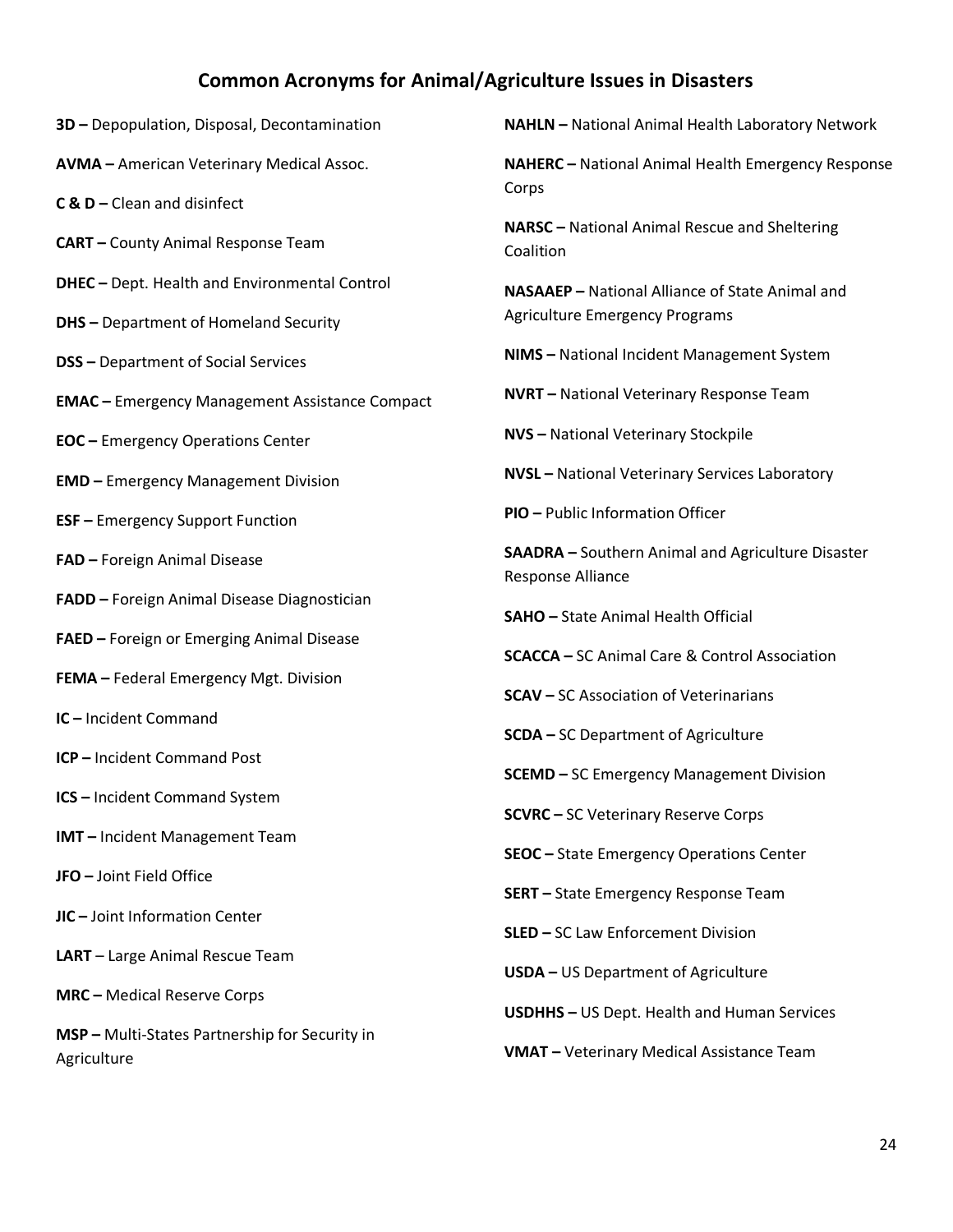## Common Acronyms for Animal/Agriculture Issues in Disasters

**3D –** Depopulation, Disposal, Decontamination

**AVMA –** American Veterinary Medical Assoc.

**C & D –** Clean and disinfect

**CART –** County Animal Response Team

**DHEC –** Dept. Health and Environmental Control

**DHS –** Department of Homeland Security

**DSS –** Department of Social Services

**EMAC –** Emergency Management Assistance Compact

**EOC –** Emergency Operations Center

**EMD –** Emergency Management Division

**ESF –** Emergency Support Function

**FAD –** Foreign Animal Disease

**FADD –** Foreign Animal Disease Diagnostician

**FAED –** Foreign or Emerging Animal Disease

**FEMA –** Federal Emergency Mgt. Division

**IC –** Incident Command

**ICP –** Incident Command Post

**ICS –** Incident Command System

**IMT –** Incident Management Team

**JFO –** Joint Field Office

**JIC –** Joint Information Center

**LART** – Large Animal Rescue Team

**MRC –** Medical Reserve Corps

**MSP –** Multi-States Partnership for Security in Agriculture

**NAHLN –** National Animal Health Laboratory Network

**NAHERC –** National Animal Health Emergency Response Corps

**NARSC –** National Animal Rescue and Sheltering Coalition

**NASAAEP –** National Alliance of State Animal and Agriculture Emergency Programs

**NIMS –** National Incident Management System

**NVRT –** National Veterinary Response Team

**NVS –** National Veterinary Stockpile

**NVSL –** National Veterinary Services Laboratory

**PIO –** Public Information Officer

**SAADRA –** Southern Animal and Agriculture Disaster Response Alliance

**SAHO –** State Animal Health Official

**SCACCA –** SC Animal Care & Control Association

**SCAV –** SC Association of Veterinarians

**SCDA –** SC Department of Agriculture

**SCEMD –** SC Emergency Management Division

**SCVRC –** SC Veterinary Reserve Corps

**SEOC –** State Emergency Operations Center

**SERT –** State Emergency Response Team

**SLED –** SC Law Enforcement Division

**USDA –** US Department of Agriculture

**USDHHS –** US Dept. Health and Human Services

**VMAT –** Veterinary Medical Assistance Team